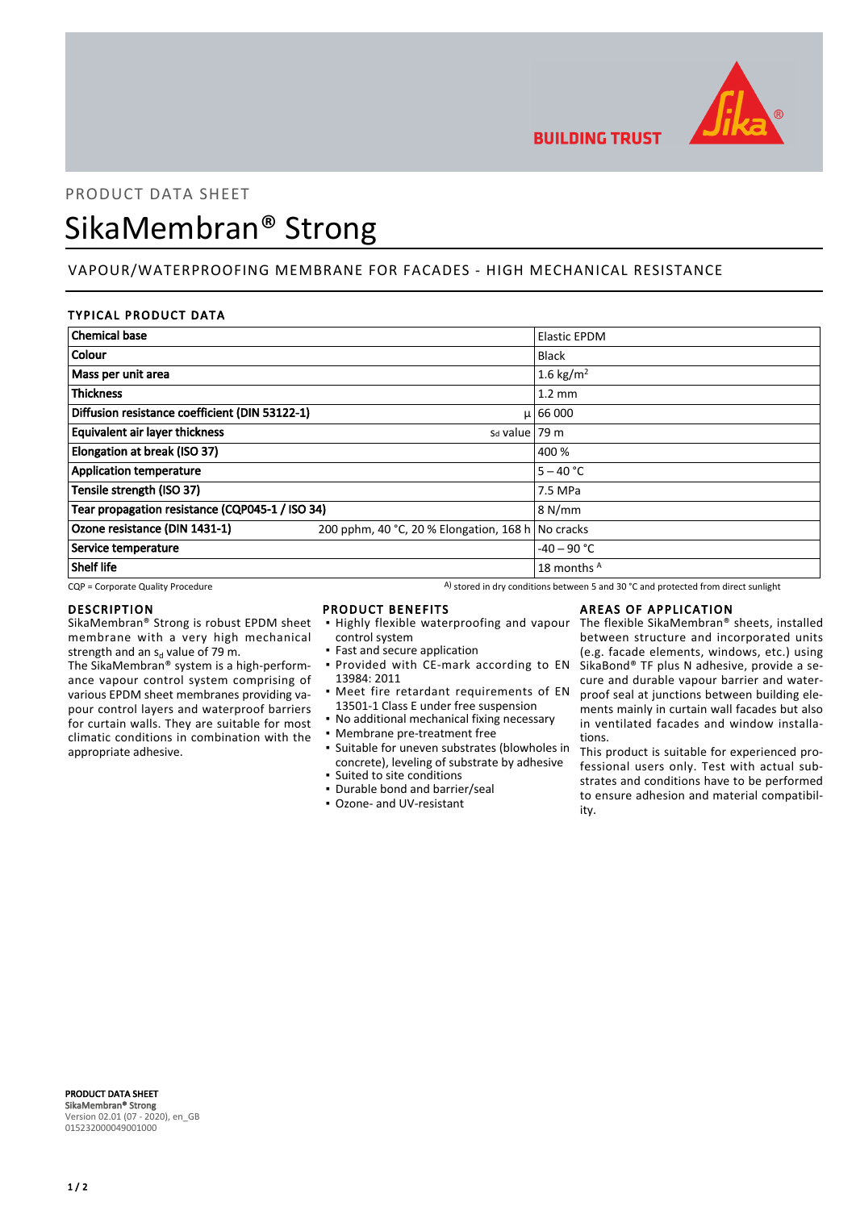PRODUCT DATA SHEET

# SikaMembran® Strong

## VAPOUR/WATERPROOFING MEMBRANE FOR FACADES - HIGH MECHANICAL RESISTANCE

### TYPICAL PRODUCT DATA

| | | |
|---|---|---|
| **Chemical base** | | Elastic EPDM |
| **Colour** | | Black |
| **Mass per unit area** | | 1.6 kg/m² |
| **Thickness** | | 1.2 mm |
| **Diffusion resistance coefficient (DIN 53122-1)** | μ | 66 000 |
| **Equivalent air layer thickness** | $s_d$ value | 79 m |
| **Elongation at break (ISO 37)** | | 400 % |
| **Application temperature** | | 5 – 40 °C |
| **Tensile strength (ISO 37)** | | 7.5 MPa |
| **Tear propagation resistance (CQP045-1 / ISO 34)** | | 8 N/mm |
| **Ozone resistance (DIN 1431-1)** | 200 pphm, 40 °C, 20 % Elongation, 168 h | No cracks |
| **Service temperature** | | -40 – 90 °C |
| **Shelf life** | | 18 months [A] |

CQP = Corporate Quality Procedure

[A] stored in dry conditions between 5 and 30 °C and protected from direct sunlight

### DESCRIPTION

SikaMembran® Strong is robust EPDM sheet membrane with a very high mechanical strength and an $s_d$ value of 79 m.

The SikaMembran® system is a high-performance vapour control system comprising of various EPDM sheet membranes providing vapour control layers and waterproof barriers for curtain walls. They are suitable for most climatic conditions in combination with the appropriate adhesive.

### PRODUCT BENEFITS

- Highly flexible waterproofing and vapour control system
- Fast and secure application
- Provided with CE-mark according to EN 13984: 2011
- Meet fire retardant requirements of EN 13501-1 Class E under free suspension
- No additional mechanical fixing necessary
- Membrane pre-treatment free
- Suitable for uneven substrates (blowholes in concrete), leveling of substrate by adhesive
- Suited to site conditions
- Durable bond and barrier/seal
- Ozone- and UV-resistant

### AREAS OF APPLICATION

The flexible SikaMembran® sheets, installed between structure and incorporated units (e.g. facade elements, windows, etc.) using SikaBond® TF plus N adhesive, provide a secure and durable vapour barrier and waterproof seal at junctions between building elements mainly in curtain wall facades but also in ventilated facades and window installations.

This product is suitable for experienced professional users only. Test with actual substrates and conditions have to be performed to ensure adhesion and material compatibility.

**PRODUCT DATA SHEET**
**SikaMembran® Strong**
Version 02.01 (07 - 2020), en_GB
015232000049001000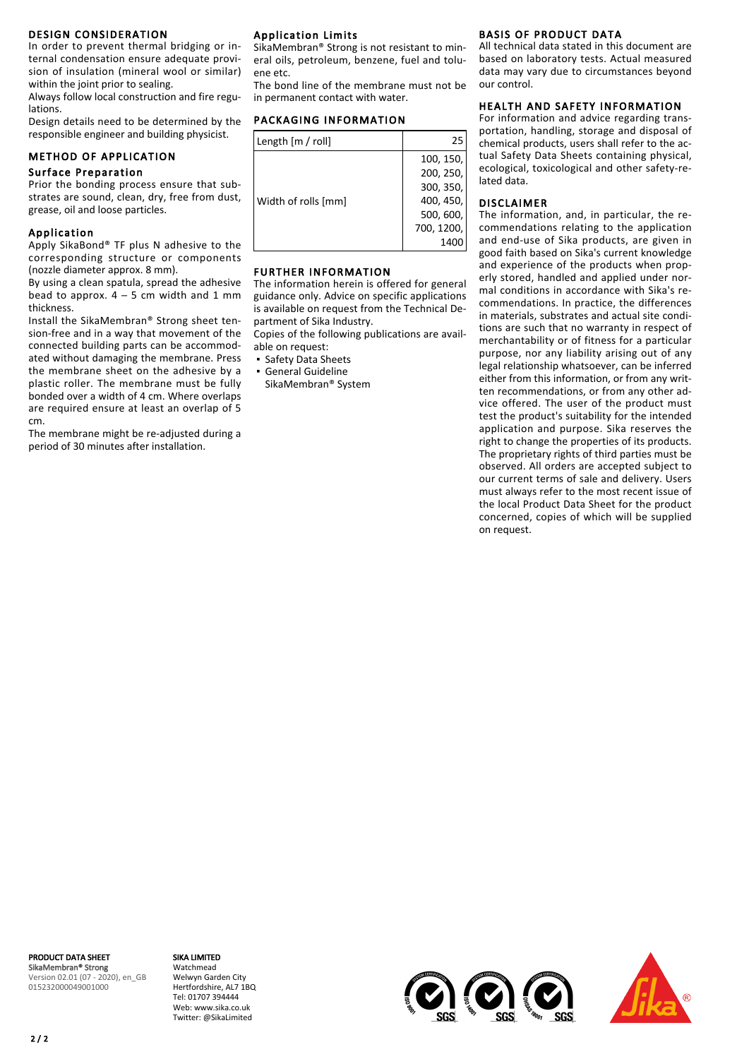## DESIGN CONSIDERATION

In order to prevent thermal bridging or internal condensation ensure adequate provision of insulation (mineral wool or similar) within the joint prior to sealing.

Always follow local construction and fire regulations.

Design details need to be determined by the responsible engineer and building physicist.

## METHOD OF APPLICATION

### Surface Preparation

Prior the bonding process ensure that substrates are sound, clean, dry, free from dust, grease, oil and loose particles.

### Application

Apply SikaBond® TF plus N adhesive to the corresponding structure or components (nozzle diameter approx. 8 mm).

By using a clean spatula, spread the adhesive bead to approx. 4 – 5 cm width and 1 mm thickness.

Install the SikaMembran® Strong sheet tension-free and in a way that movement of the connected building parts can be accommodated without damaging the membrane. Press the membrane sheet on the adhesive by a plastic roller. The membrane must be fully bonded over a width of 4 cm. Where overlaps are required ensure at least an overlap of 5 cm.

The membrane might be re-adjusted during a period of 30 minutes after installation.

### Application Limits

SikaMembran® Strong is not resistant to mineral oils, petroleum, benzene, fuel and toluene etc.

The bond line of the membrane must not be in permanent contact with water.

## PACKAGING INFORMATION

| | |
|---|---|
| Length [m / roll] | 25 |
| Width of rolls [mm] | 100, 150, 200, 250, 300, 350, 400, 450, 500, 600, 700, 1200, 1400 |

## FURTHER INFORMATION

The information herein is offered for general guidance only. Advice on specific applications is available on request from the Technical Department of Sika Industry.

Copies of the following publications are available on request:

- Safety Data Sheets
- General Guideline SikaMembran® System

## BASIS OF PRODUCT DATA

All technical data stated in this document are based on laboratory tests. Actual measured data may vary due to circumstances beyond our control.

## HEALTH AND SAFETY INFORMATION

For information and advice regarding transportation, handling, storage and disposal of chemical products, users shall refer to the actual Safety Data Sheets containing physical, ecological, toxicological and other safety-related data.

## DISCLAIMER

The information, and, in particular, the recommendations relating to the application and end-use of Sika products, are given in good faith based on Sika's current knowledge and experience of the products when properly stored, handled and applied under normal conditions in accordance with Sika's recommendations. In practice, the differences in materials, substrates and actual site conditions are such that no warranty in respect of merchantability or of fitness for a particular purpose, nor any liability arising out of any legal relationship whatsoever, can be inferred either from this information, or from any written recommendations, or from any other advice offered. The user of the product must test the product's suitability for the intended application and purpose. Sika reserves the right to change the properties of its products. The proprietary rights of third parties must be observed. All orders are accepted subject to our current terms of sale and delivery. Users must always refer to the most recent issue of the local Product Data Sheet for the product concerned, copies of which will be supplied on request.

**PRODUCT DATA SHEET**
**SikaMembran® Strong**
Version 02.01 (07 - 2020), en_GB
015232000049001000

**SIKA LIMITED**
Watchmead
Welwyn Garden City
Hertfordshire, AL7 1BQ
Tel: 01707 394444
Web: www.sika.co.uk
Twitter: @SikaLimited